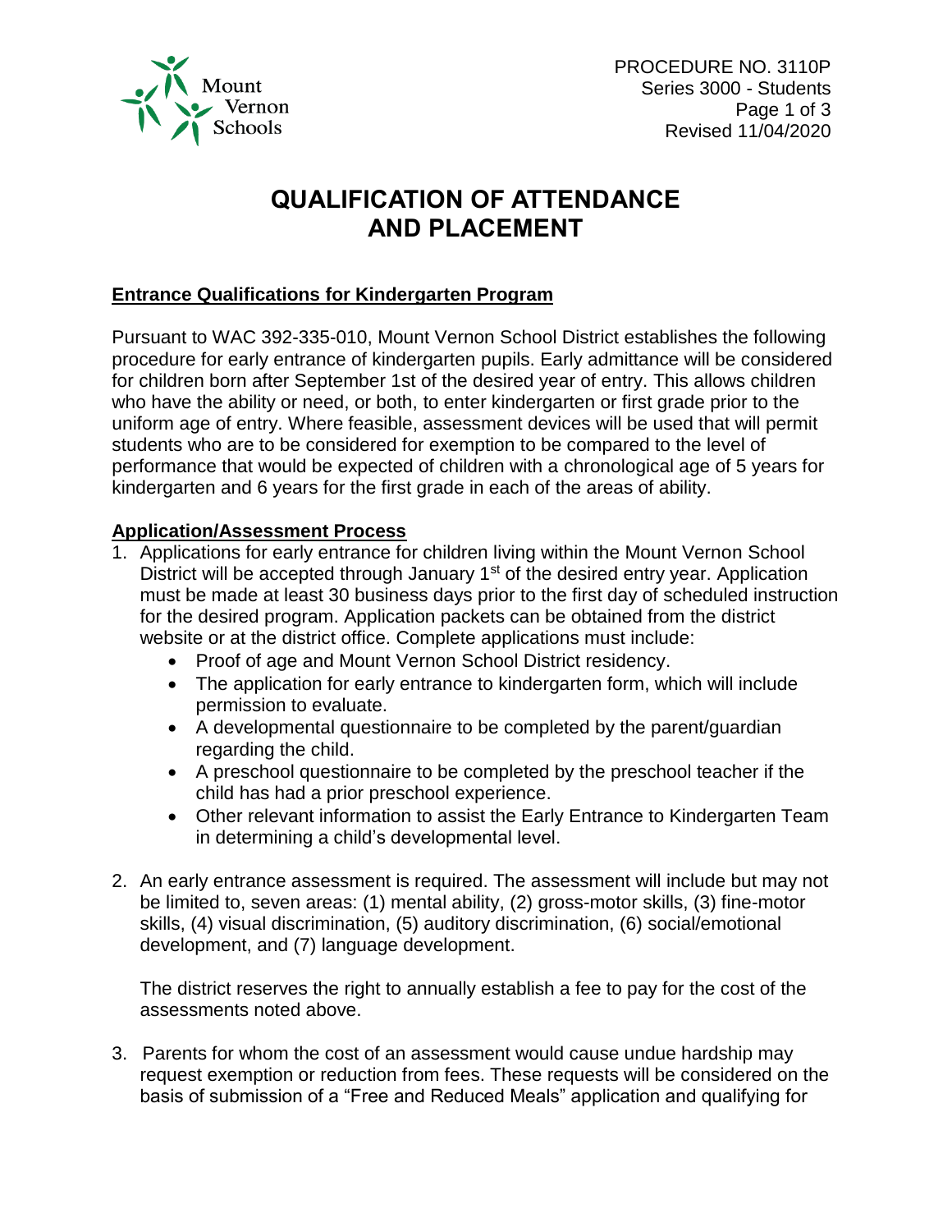# QUALIFICATION OF ATTENDANCE AND PLACEMENT

## Entrance Qualifications for Kindergarten Program

Pursuant to WAC 392-335-010, Mount Vernon School District establishes the following procedure for early entrance of kindergarten pupils. Early admittance will be considered for children born after September 1st of the desired year of entry. This allows children who have the ability or need, or both, to enter kindergarten or first grade prior to the uniform age of entry. Where feasible, assessment devices will be used that will permit students who are to be considered for exemption to be compared to the level of performance that would be expected of children with a chronological age of 5 years for kindergarten and 6 years for the first grade in each of the areas of ability.

## Application/Assessment Process

1. Applications for early entrance for children living within the Mount Vernon School District will be accepted through January 1st of the desired entry year. Application must be made at least 30 business days prior to the first day of scheduled instruction for the desired program. Application packets can be obtained from the district website or at the district office. Complete applications must include:
   - Proof of age and Mount Vernon School District residency.
   - The application for early entrance to kindergarten form, which will include permission to evaluate.
   - A developmental questionnaire to be completed by the parent/guardian regarding the child.
   - A preschool questionnaire to be completed by the preschool teacher if the child has had a prior preschool experience.
   - Other relevant information to assist the Early Entrance to Kindergarten Team in determining a child's developmental level.

2. An early entrance assessment is required. The assessment will include but may not be limited to, seven areas: (1) mental ability, (2) gross-motor skills, (3) fine-motor skills, (4) visual discrimination, (5) auditory discrimination, (6) social/emotional development, and (7) language development.

   The district reserves the right to annually establish a fee to pay for the cost of the assessments noted above.

3. Parents for whom the cost of an assessment would cause undue hardship may request exemption or reduction from fees. These requests will be considered on the basis of submission of a "Free and Reduced Meals" application and qualifying for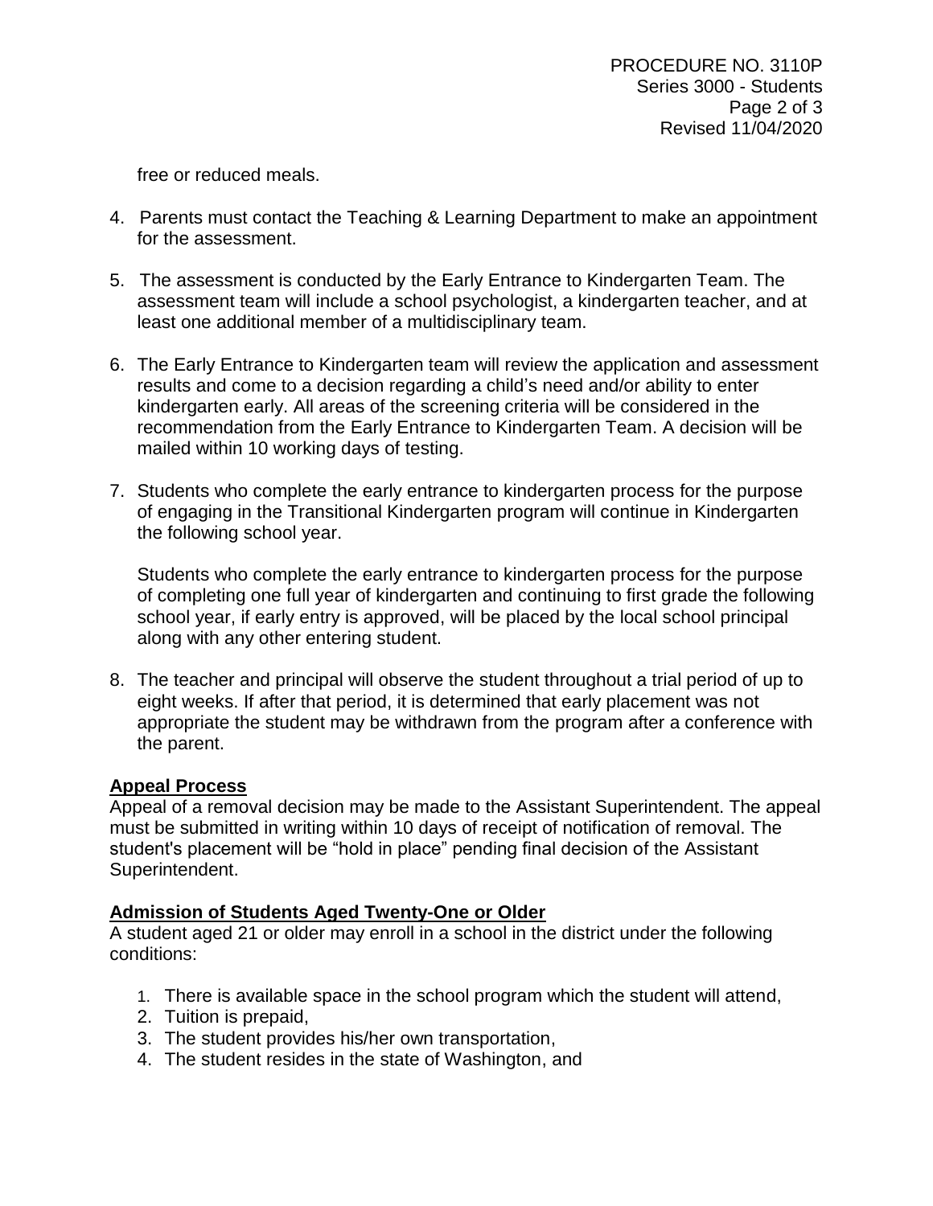free or reduced meals.

4. Parents must contact the Teaching & Learning Department to make an appointment for the assessment.

5. The assessment is conducted by the Early Entrance to Kindergarten Team. The assessment team will include a school psychologist, a kindergarten teacher, and at least one additional member of a multidisciplinary team.

6. The Early Entrance to Kindergarten team will review the application and assessment results and come to a decision regarding a child's need and/or ability to enter kindergarten early. All areas of the screening criteria will be considered in the recommendation from the Early Entrance to Kindergarten Team. A decision will be mailed within 10 working days of testing.

7. Students who complete the early entrance to kindergarten process for the purpose of engaging in the Transitional Kindergarten program will continue in Kindergarten the following school year.

   Students who complete the early entrance to kindergarten process for the purpose of completing one full year of kindergarten and continuing to first grade the following school year, if early entry is approved, will be placed by the local school principal along with any other entering student.

8. The teacher and principal will observe the student throughout a trial period of up to eight weeks. If after that period, it is determined that early placement was not appropriate the student may be withdrawn from the program after a conference with the parent.

**Appeal Process**

Appeal of a removal decision may be made to the Assistant Superintendent. The appeal must be submitted in writing within 10 days of receipt of notification of removal. The student's placement will be "hold in place" pending final decision of the Assistant Superintendent.

**Admission of Students Aged Twenty-One or Older**

A student aged 21 or older may enroll in a school in the district under the following conditions:

1. There is available space in the school program which the student will attend,
2. Tuition is prepaid,
3. The student provides his/her own transportation,
4. The student resides in the state of Washington, and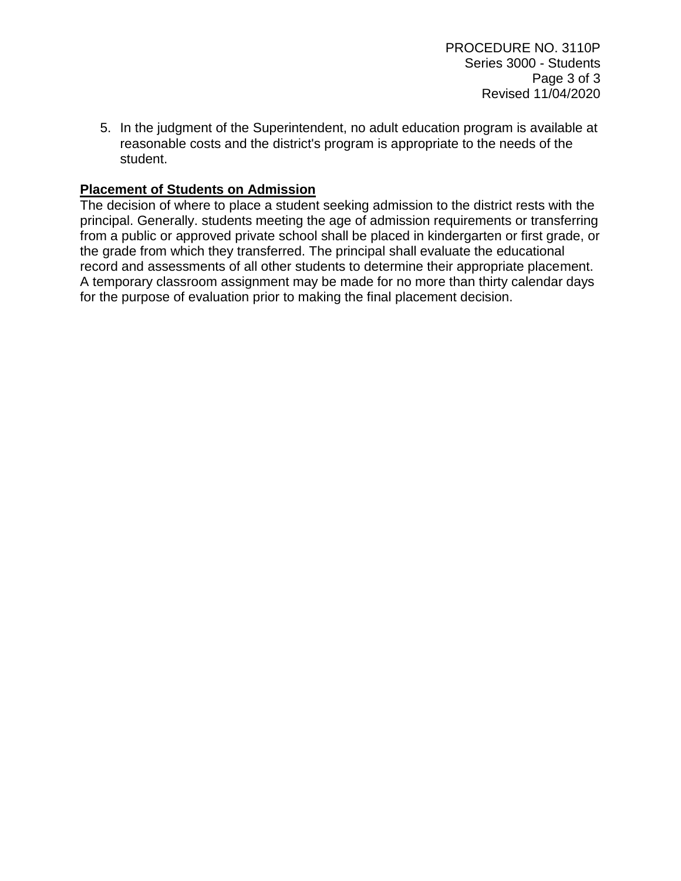5. In the judgment of the Superintendent, no adult education program is available at reasonable costs and the district's program is appropriate to the needs of the student.

**Placement of Students on Admission**

The decision of where to place a student seeking admission to the district rests with the principal. Generally. students meeting the age of admission requirements or transferring from a public or approved private school shall be placed in kindergarten or first grade, or the grade from which they transferred. The principal shall evaluate the educational record and assessments of all other students to determine their appropriate placement. A temporary classroom assignment may be made for no more than thirty calendar days for the purpose of evaluation prior to making the final placement decision.